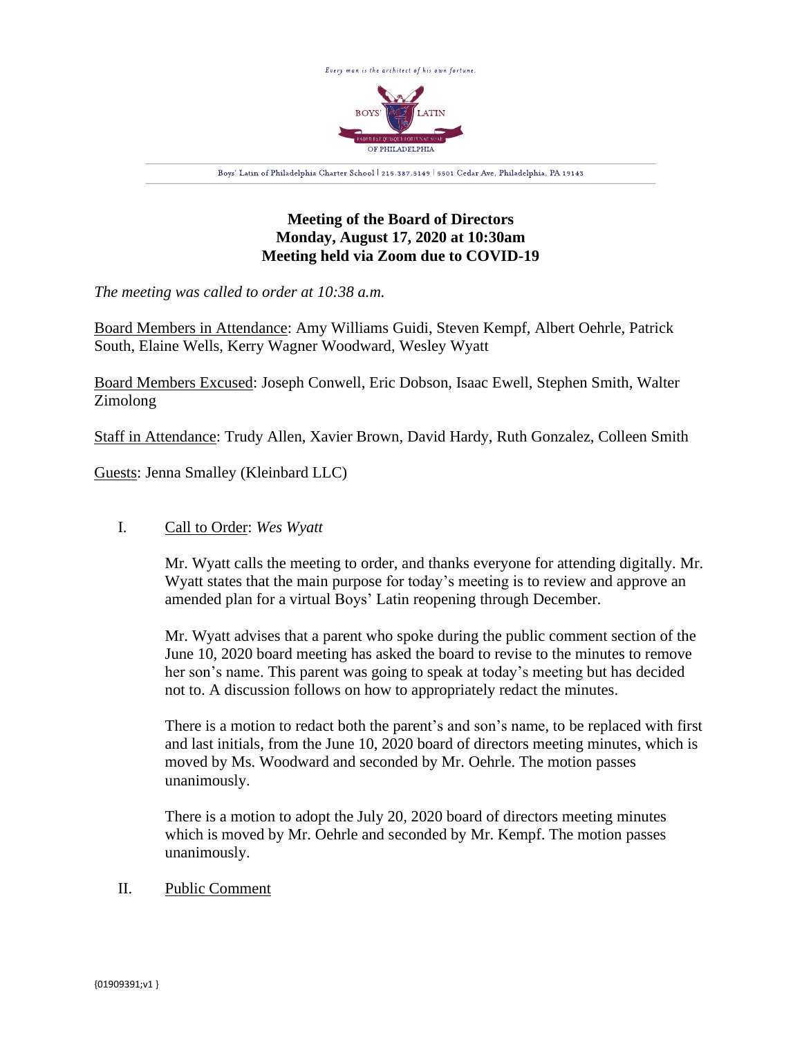**Meeting of the Board of Directors**
**Monday, August 17, 2020 at 10:30am**
**Meeting held via Zoom due to COVID-19**

*The meeting was called to order at 10:38 a.m.*

Board Members in Attendance: Amy Williams Guidi, Steven Kempf, Albert Oehrle, Patrick South, Elaine Wells, Kerry Wagner Woodward, Wesley Wyatt

Board Members Excused: Joseph Conwell, Eric Dobson, Isaac Ewell, Stephen Smith, Walter Zimolong

Staff in Attendance: Trudy Allen, Xavier Brown, David Hardy, Ruth Gonzalez, Colleen Smith

Guests: Jenna Smalley (Kleinbard LLC)

I. Call to Order: *Wes Wyatt*

Mr. Wyatt calls the meeting to order, and thanks everyone for attending digitally. Mr. Wyatt states that the main purpose for today's meeting is to review and approve an amended plan for a virtual Boys' Latin reopening through December.

Mr. Wyatt advises that a parent who spoke during the public comment section of the June 10, 2020 board meeting has asked the board to revise to the minutes to remove her son's name. This parent was going to speak at today's meeting but has decided not to. A discussion follows on how to appropriately redact the minutes.

There is a motion to redact both the parent's and son's name, to be replaced with first and last initials, from the June 10, 2020 board of directors meeting minutes, which is moved by Ms. Woodward and seconded by Mr. Oehrle. The motion passes unanimously.

There is a motion to adopt the July 20, 2020 board of directors meeting minutes which is moved by Mr. Oehrle and seconded by Mr. Kempf. The motion passes unanimously.

II. Public Comment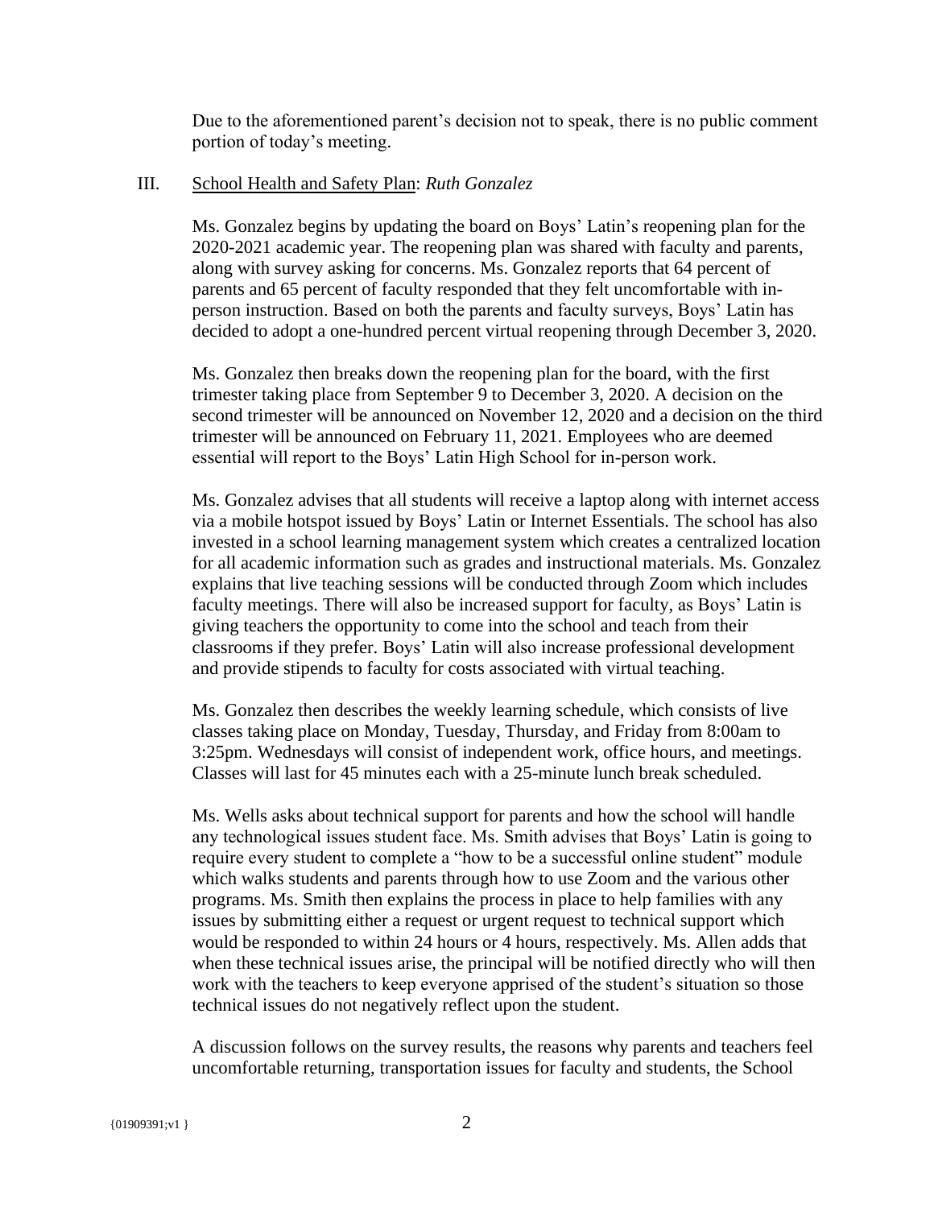Due to the aforementioned parent's decision not to speak, there is no public comment portion of today's meeting.

III. School Health and Safety Plan: *Ruth Gonzalez*

Ms. Gonzalez begins by updating the board on Boys' Latin's reopening plan for the 2020-2021 academic year. The reopening plan was shared with faculty and parents, along with survey asking for concerns. Ms. Gonzalez reports that 64 percent of parents and 65 percent of faculty responded that they felt uncomfortable with in-person instruction. Based on both the parents and faculty surveys, Boys' Latin has decided to adopt a one-hundred percent virtual reopening through December 3, 2020.

Ms. Gonzalez then breaks down the reopening plan for the board, with the first trimester taking place from September 9 to December 3, 2020. A decision on the second trimester will be announced on November 12, 2020 and a decision on the third trimester will be announced on February 11, 2021. Employees who are deemed essential will report to the Boys' Latin High School for in-person work.

Ms. Gonzalez advises that all students will receive a laptop along with internet access via a mobile hotspot issued by Boys' Latin or Internet Essentials. The school has also invested in a school learning management system which creates a centralized location for all academic information such as grades and instructional materials. Ms. Gonzalez explains that live teaching sessions will be conducted through Zoom which includes faculty meetings. There will also be increased support for faculty, as Boys' Latin is giving teachers the opportunity to come into the school and teach from their classrooms if they prefer. Boys' Latin will also increase professional development and provide stipends to faculty for costs associated with virtual teaching.

Ms. Gonzalez then describes the weekly learning schedule, which consists of live classes taking place on Monday, Tuesday, Thursday, and Friday from 8:00am to 3:25pm. Wednesdays will consist of independent work, office hours, and meetings. Classes will last for 45 minutes each with a 25-minute lunch break scheduled.

Ms. Wells asks about technical support for parents and how the school will handle any technological issues student face. Ms. Smith advises that Boys' Latin is going to require every student to complete a "how to be a successful online student" module which walks students and parents through how to use Zoom and the various other programs. Ms. Smith then explains the process in place to help families with any issues by submitting either a request or urgent request to technical support which would be responded to within 24 hours or 4 hours, respectively. Ms. Allen adds that when these technical issues arise, the principal will be notified directly who will then work with the teachers to keep everyone apprised of the student's situation so those technical issues do not negatively reflect upon the student.

A discussion follows on the survey results, the reasons why parents and teachers feel uncomfortable returning, transportation issues for faculty and students, the School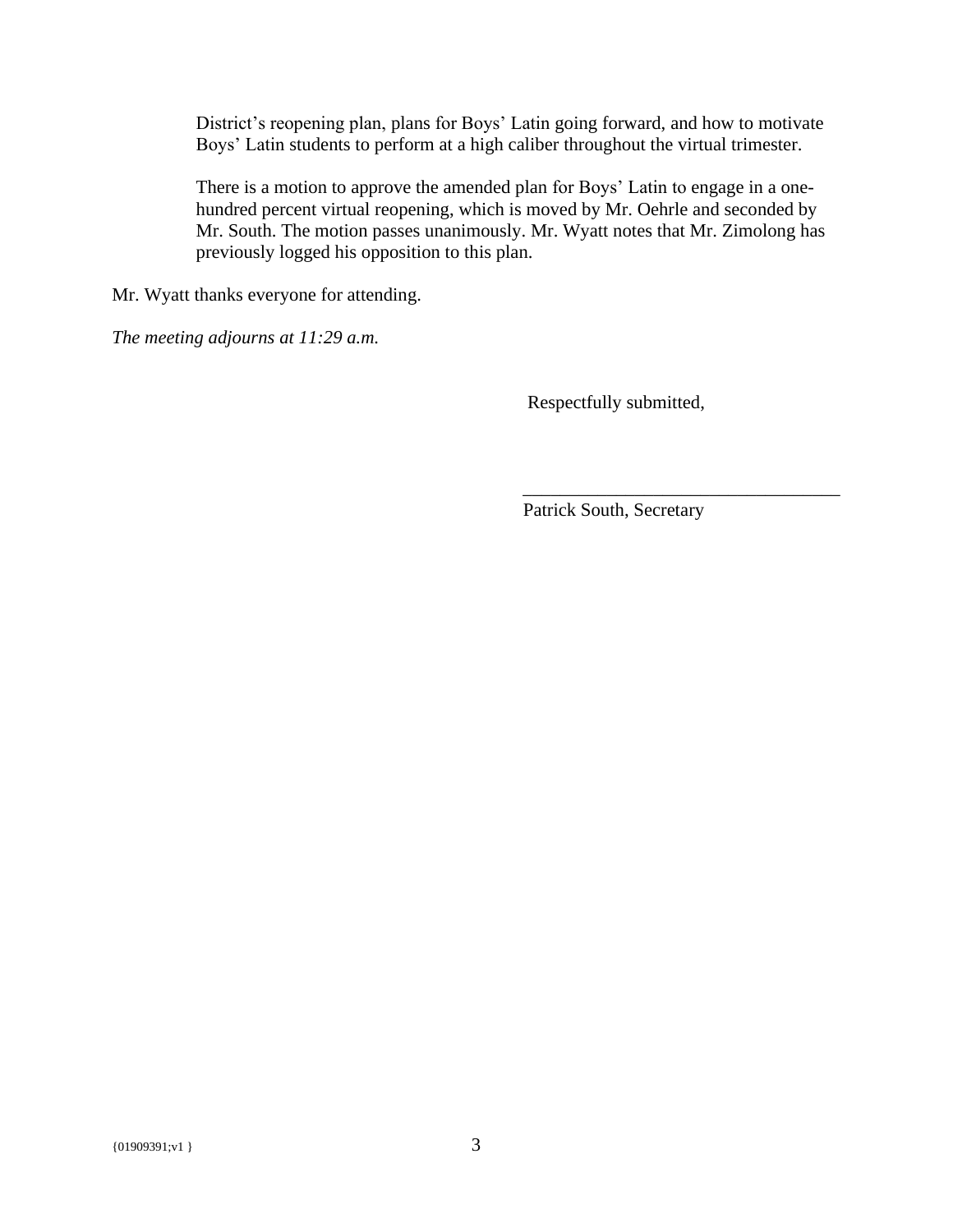District's reopening plan, plans for Boys' Latin going forward, and how to motivate Boys' Latin students to perform at a high caliber throughout the virtual trimester.

There is a motion to approve the amended plan for Boys' Latin to engage in a one-hundred percent virtual reopening, which is moved by Mr. Oehrle and seconded by Mr. South. The motion passes unanimously. Mr. Wyatt notes that Mr. Zimolong has previously logged his opposition to this plan.

Mr. Wyatt thanks everyone for attending.

*The meeting adjourns at 11:29 a.m.*

Respectfully submitted,

___________________________________

Patrick South, Secretary

{01909391;v1 }